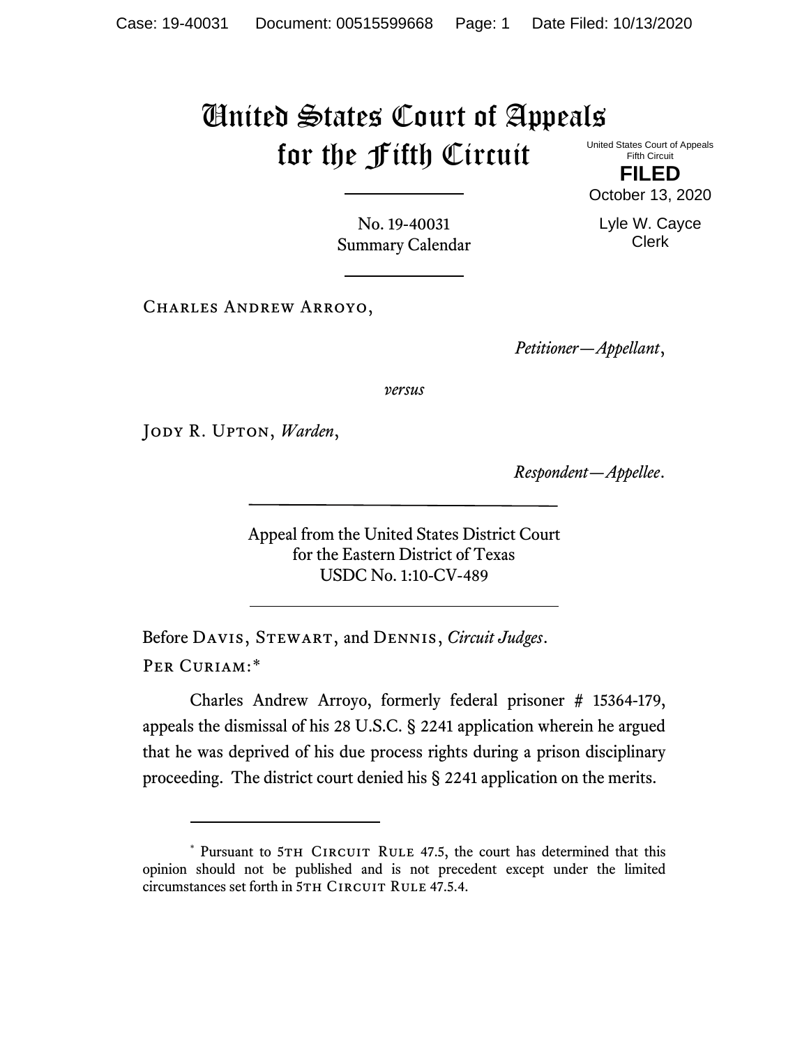# United States Court of Appeals for the Fifth Circuit

United States Court of Appeals
Fifth Circuit

**FILED**

October 13, 2020

Lyle W. Cayce
Clerk

No. 19-40031
Summary Calendar

---

Charles Andrew Arroyo,

*Petitioner—Appellant*,

*versus*

Jody R. Upton, *Warden*,

*Respondent—Appellee*.

---

Appeal from the United States District Court
for the Eastern District of Texas
USDC No. 1:10-CV-489

---

Before Davis, Stewart, and Dennis, *Circuit Judges*.

Per Curiam:*

Charles Andrew Arroyo, formerly federal prisoner # 15364-179, appeals the dismissal of his 28 U.S.C. § 2241 application wherein he argued that he was deprived of his due process rights during a prison disciplinary proceeding. The district court denied his § 2241 application on the merits.

---

\* Pursuant to 5th Circuit Rule 47.5, the court has determined that this opinion should not be published and is not precedent except under the limited circumstances set forth in 5th Circuit Rule 47.5.4.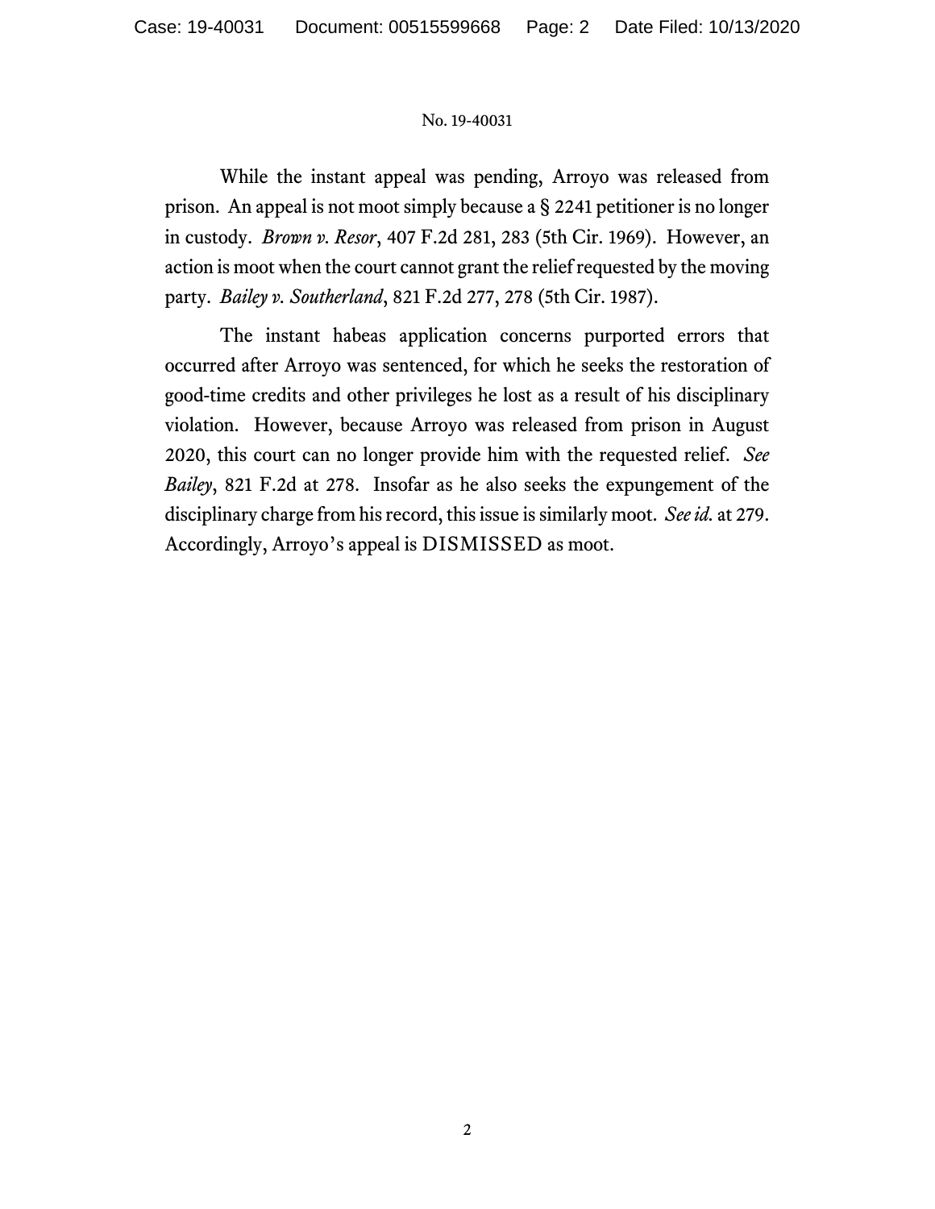While the instant appeal was pending, Arroyo was released from prison. An appeal is not moot simply because a § 2241 petitioner is no longer in custody. *Brown v. Resor*, 407 F.2d 281, 283 (5th Cir. 1969). However, an action is moot when the court cannot grant the relief requested by the moving party. *Bailey v. Southerland*, 821 F.2d 277, 278 (5th Cir. 1987).

The instant habeas application concerns purported errors that occurred after Arroyo was sentenced, for which he seeks the restoration of good-time credits and other privileges he lost as a result of his disciplinary violation. However, because Arroyo was released from prison in August 2020, this court can no longer provide him with the requested relief. *See Bailey*, 821 F.2d at 278. Insofar as he also seeks the expungement of the disciplinary charge from his record, this issue is similarly moot. *See id.* at 279. Accordingly, Arroyo's appeal is DISMISSED as moot.